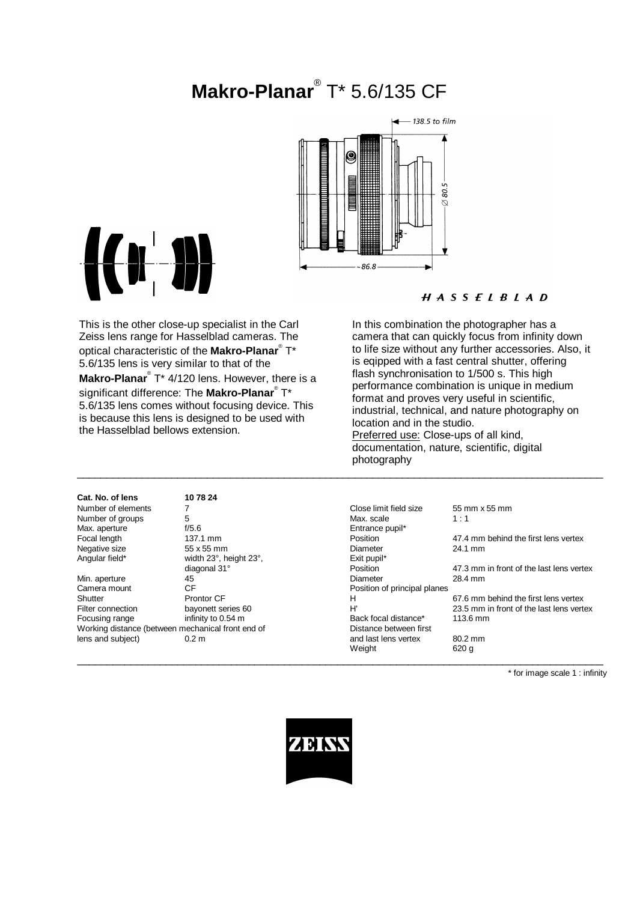# **Makro-Planar**® T* 5.6/135 CF

138.5 to film

∅ 80.5

~86.8

HASSELBLAD

This is the other close-up specialist in the Carl Zeiss lens range for Hasselblad cameras. The optical characteristic of the **Makro-Planar**® T* 5.6/135 lens is very similar to that of the **Makro-Planar**® T* 4/120 lens. However, there is a significant difference: The **Makro-Planar**® T* 5.6/135 lens comes without focusing device. This is because this lens is designed to be used with the Hasselblad bellows extension.

In this combination the photographer has a camera that can quickly focus from infinity down to life size without any further accessories. Also, it is eqipped with a fast central shutter, offering flash synchronisation to 1/500 s. This high performance combination is unique in medium format and proves very useful in scientific, industrial, technical, and nature photography on location and in the studio.
Preferred use: Close-ups of all kind, documentation, nature, scientific, digital photography

| **Cat. No. of lens** | **10 78 24** |
|---|---|
| Number of elements | 7 |
| Number of groups | 5 |
| Max. aperture | f/5.6 |
| Focal length | 137.1 mm |
| Negative size | 55 x 55 mm |
| Angular field* | width 23°, height 23°, diagonal 31° |
| Min. aperture | 45 |
| Camera mount | CF |
| Shutter | Prontor CF |
| Filter connection | bayonett series 60 |
| Focusing range | infinity to 0.54 m |
| Working distance (between mechanical front end of lens and subject) | 0.2 m |

| | |
|---|---|
| Close limit field size | 55 mm x 55 mm |
| Max. scale | 1 : 1 |
| Entrance pupil* | |
| Position | 47.4 mm behind the first lens vertex |
| Diameter | 24.1 mm |
| Exit pupil* | |
| Position | 47.3 mm in front of the last lens vertex |
| Diameter | 28.4 mm |
| Position of principal planes | |
| H | 67.6 mm behind the first lens vertex |
| H' | 23.5 mm in front of the last lens vertex |
| Back focal distance* | 113.6 mm |
| Distance between first and last lens vertex | 80.2 mm |
| Weight | 620 g |

\* for image scale 1 : infinity

ZEISS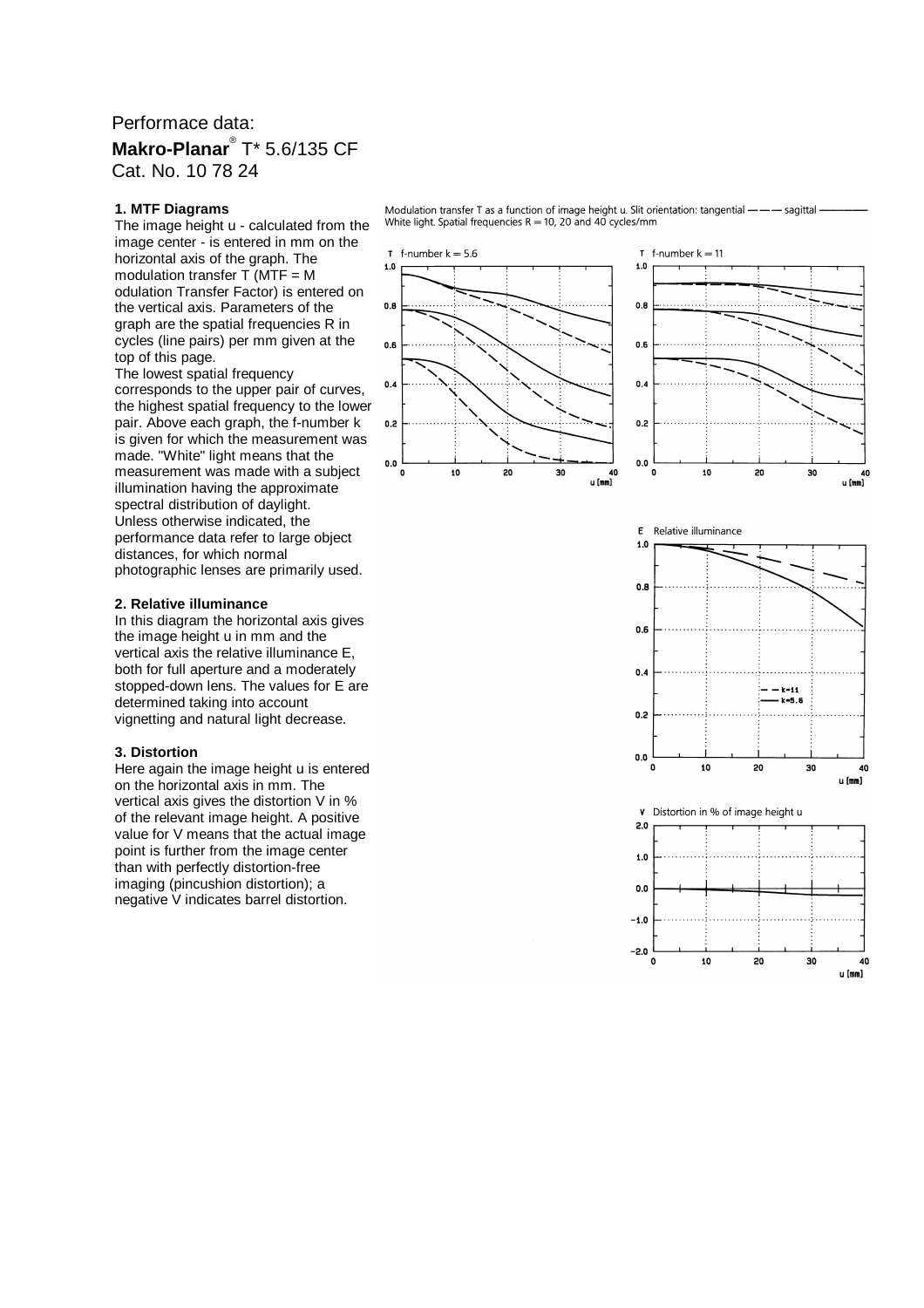# Performace data:

**Makro-Planar**® T* 5.6/135 CF
Cat. No. 10 78 24

### 1. MTF Diagrams

The image height u - calculated from the image center - is entered in mm on the horizontal axis of the graph. The modulation transfer T (MTF = M odulation Transfer Factor) is entered on the vertical axis. Parameters of the graph are the spatial frequencies R in cycles (line pairs) per mm given at the top of this page.
The lowest spatial frequency corresponds to the upper pair of curves, the highest spatial frequency to the lower pair. Above each graph, the f-number k is given for which the measurement was made. "White" light means that the measurement was made with a subject illumination having the approximate spectral distribution of daylight.
Unless otherwise indicated, the performance data refer to large object distances, for which normal photographic lenses are primarily used.

### 2. Relative illuminance

In this diagram the horizontal axis gives the image height u in mm and the vertical axis the relative illuminance E, both for full aperture and a moderately stopped-down lens. The values for E are determined taking into account vignetting and natural light decrease.

### 3. Distortion

Here again the image height u is entered on the horizontal axis in mm. The vertical axis gives the distortion V in % of the relevant image height. A positive value for V means that the actual image point is further from the image center than with perfectly distortion-free imaging (pincushion distortion); a negative V indicates barrel distortion.

Modulation transfer T as a function of image height u. Slit orientation: tangential — — — sagittal ———
White light. Spatial frequencies R = 10, 20 and 40 cycles/mm

T f-number k = 5.6

T f-number k = 11

E Relative illuminance

V Distortion in % of image height u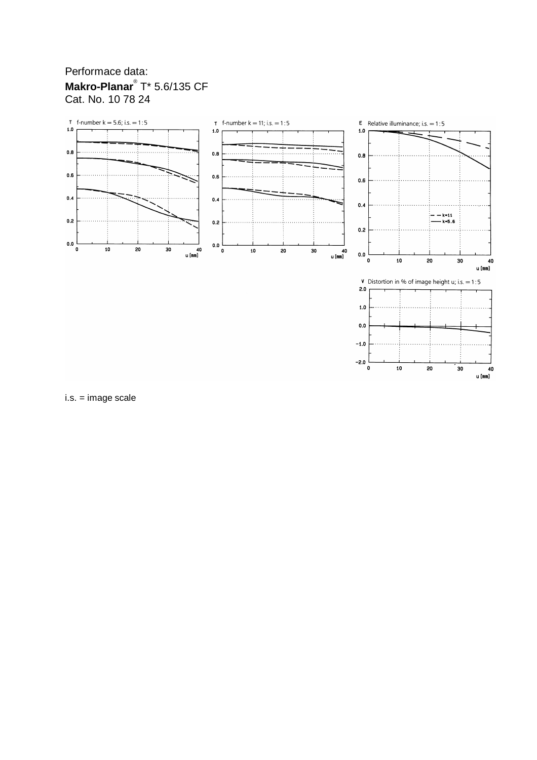Performace data:

**Makro-Planar**® T* 5.6/135 CF

Cat. No. 10 78 24

i.s. = image scale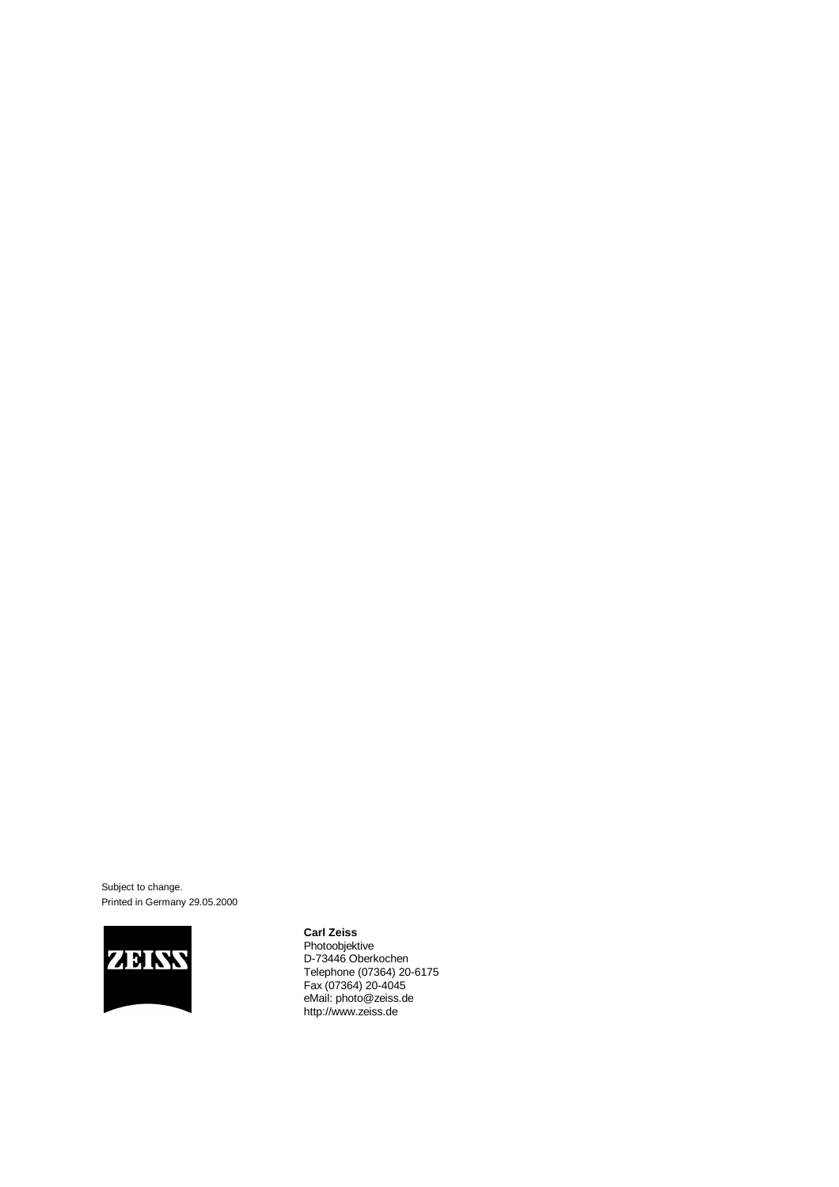Subject to change.
Printed in Germany 29.05.2000

ZEISS

**Carl Zeiss**
Photoobjektive
D-73446 Oberkochen
Telephone (07364) 20-6175
Fax (07364) 20-4045
eMail: photo@zeiss.de
http://www.zeiss.de